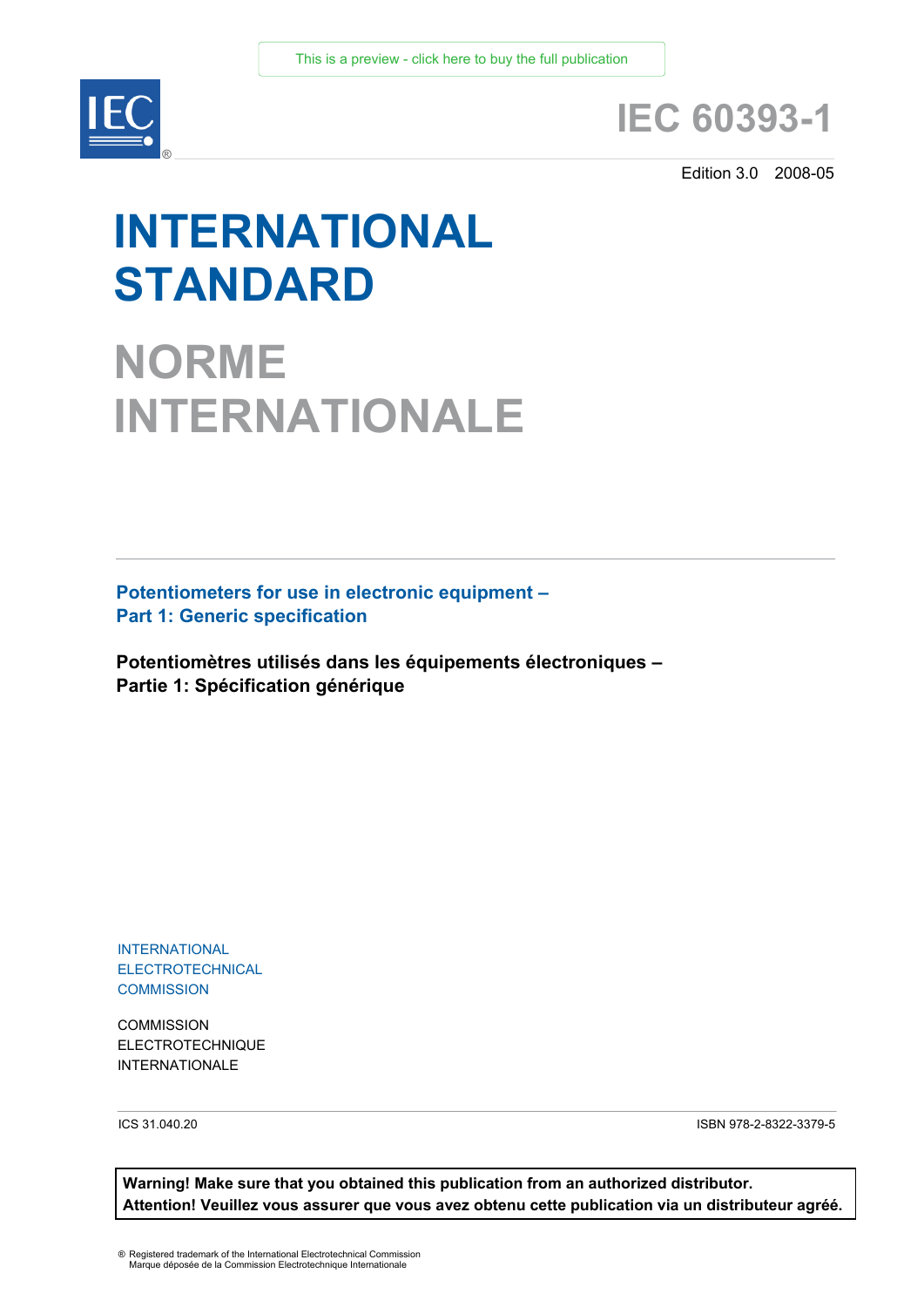This is a preview - click here to buy the full publication

# IEC 60393-1

Edition 3.0 2008-05

# INTERNATIONAL STANDARD

# NORME INTERNATIONALE

**Potentiometers for use in electronic equipment – Part 1: Generic specification**

**Potentiomètres utilisés dans les équipements électroniques – Partie 1: Spécification générique**

INTERNATIONAL ELECTROTECHNICAL COMMISSION

COMMISSION ELECTROTECHNIQUE INTERNATIONALE

ICS 31.040.20

ISBN 978-2-8322-3379-5

**Warning! Make sure that you obtained this publication from an authorized distributor.**
**Attention! Veuillez vous assurer que vous avez obtenu cette publication via un distributeur agréé.**

® Registered trademark of the International Electrotechnical Commission
Marque déposée de la Commission Electrotechnique Internationale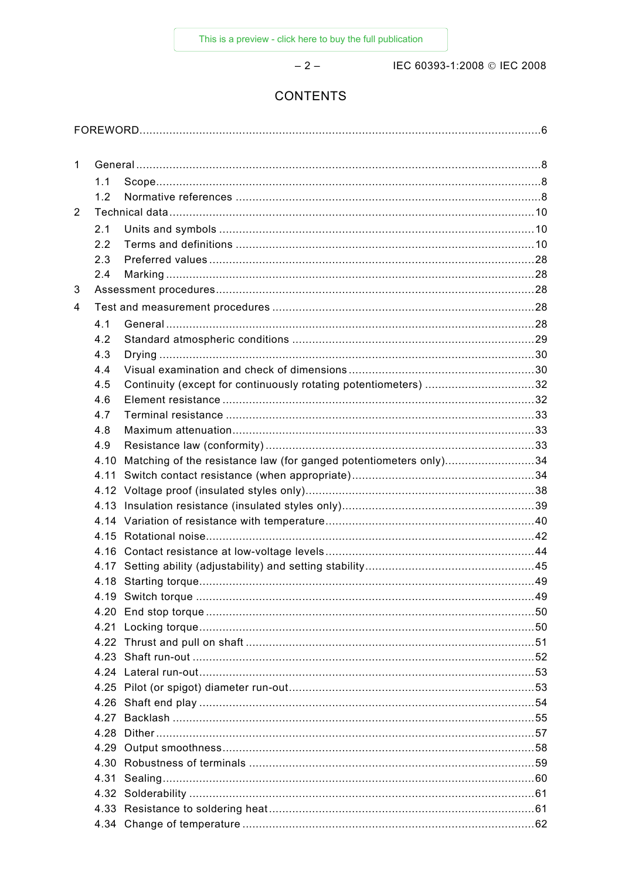# CONTENTS

FOREWORD......6

1 General......8
  1.1 Scope......8
  1.2 Normative references......8
2 Technical data......10
  2.1 Units and symbols......10
  2.2 Terms and definitions......10
  2.3 Preferred values......28
  2.4 Marking......28
3 Assessment procedures......28
4 Test and measurement procedures......28
  4.1 General......28
  4.2 Standard atmospheric conditions......29
  4.3 Drying......30
  4.4 Visual examination and check of dimensions......30
  4.5 Continuity (except for continuously rotating potentiometers)......32
  4.6 Element resistance......32
  4.7 Terminal resistance......33
  4.8 Maximum attenuation......33
  4.9 Resistance law (conformity)......33
  4.10 Matching of the resistance law (for ganged potentiometers only)......34
  4.11 Switch contact resistance (when appropriate)......34
  4.12 Voltage proof (insulated styles only)......38
  4.13 Insulation resistance (insulated styles only)......39
  4.14 Variation of resistance with temperature......40
  4.15 Rotational noise......42
  4.16 Contact resistance at low-voltage levels......44
  4.17 Setting ability (adjustability) and setting stability......45
  4.18 Starting torque......49
  4.19 Switch torque......49
  4.20 End stop torque......50
  4.21 Locking torque......50
  4.22 Thrust and pull on shaft......51
  4.23 Shaft run-out......52
  4.24 Lateral run-out......53
  4.25 Pilot (or spigot) diameter run-out......53
  4.26 Shaft end play......54
  4.27 Backlash......55
  4.28 Dither......57
  4.29 Output smoothness......58
  4.30 Robustness of terminals......59
  4.31 Sealing......60
  4.32 Solderability......61
  4.33 Resistance to soldering heat......61
  4.34 Change of temperature......62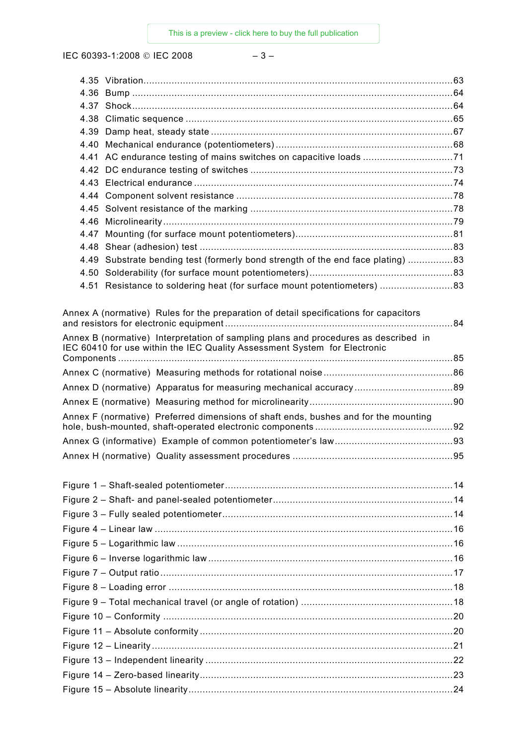4.35 Vibration ..... 63
4.36 Bump ..... 64
4.37 Shock ..... 64
4.38 Climatic sequence ..... 65
4.39 Damp heat, steady state ..... 67
4.40 Mechanical endurance (potentiometers) ..... 68
4.41 AC endurance testing of mains switches on capacitive loads ..... 71
4.42 DC endurance testing of switches ..... 73
4.43 Electrical endurance ..... 74
4.44 Component solvent resistance ..... 78
4.45 Solvent resistance of the marking ..... 78
4.46 Microlinearity ..... 79
4.47 Mounting (for surface mount potentiometers) ..... 81
4.48 Shear (adhesion) test ..... 83
4.49 Substrate bending test (formerly bond strength of the end face plating) ..... 83
4.50 Solderability (for surface mount potentiometers) ..... 83
4.51 Resistance to soldering heat (for surface mount potentiometers) ..... 83

Annex A (normative) Rules for the preparation of detail specifications for capacitors and resistors for electronic equipment ..... 84

Annex B (normative) Interpretation of sampling plans and procedures as described in IEC 60410 for use within the IEC Quality Assessment System for Electronic Components ..... 85

Annex C (normative) Measuring methods for rotational noise ..... 86

Annex D (normative) Apparatus for measuring mechanical accuracy ..... 89

Annex E (normative) Measuring method for microlinearity ..... 90

Annex F (normative) Preferred dimensions of shaft ends, bushes and for the mounting hole, bush-mounted, shaft-operated electronic components ..... 92

Annex G (informative) Example of common potentiometer's law ..... 93

Annex H (normative) Quality assessment procedures ..... 95

Figure 1 – Shaft-sealed potentiometer ..... 14
Figure 2 – Shaft- and panel-sealed potentiometer ..... 14
Figure 3 – Fully sealed potentiometer ..... 14
Figure 4 – Linear law ..... 16
Figure 5 – Logarithmic law ..... 16
Figure 6 – Inverse logarithmic law ..... 16
Figure 7 – Output ratio ..... 17
Figure 8 – Loading error ..... 18
Figure 9 – Total mechanical travel (or angle of rotation) ..... 18
Figure 10 – Conformity ..... 20
Figure 11 – Absolute conformity ..... 20
Figure 12 – Linearity ..... 21
Figure 13 – Independent linearity ..... 22
Figure 14 – Zero-based linearity ..... 23
Figure 15 – Absolute linearity ..... 24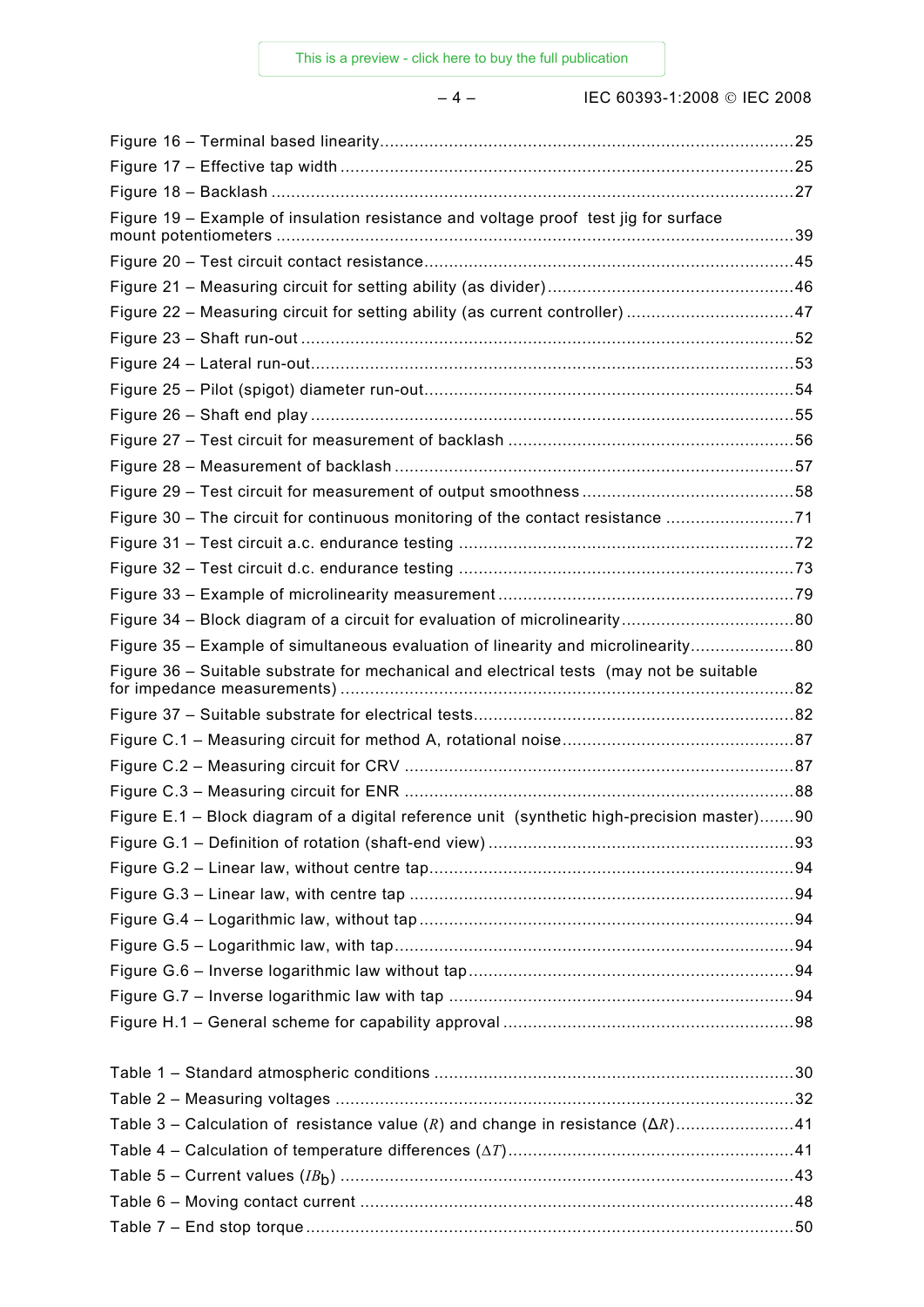Figure 16 – Terminal based linearity ..................................................................................... 25
Figure 17 – Effective tap width ............................................................................................. 25
Figure 18 – Backlash ........................................................................................................... 27
Figure 19 – Example of insulation resistance and voltage proof test jig for surface mount potentiometers ........................................................................................................ 39
Figure 20 – Test circuit contact resistance ............................................................................ 45
Figure 21 – Measuring circuit for setting ability (as divider) .................................................. 46
Figure 22 – Measuring circuit for setting ability (as current controller) .................................. 47
Figure 23 – Shaft run-out ..................................................................................................... 52
Figure 24 – Lateral run-out ................................................................................................... 53
Figure 25 – Pilot (spigot) diameter run-out ............................................................................ 54
Figure 26 – Shaft end play ................................................................................................... 55
Figure 27 – Test circuit for measurement of backlash ........................................................... 56
Figure 28 – Measurement of backlash .................................................................................. 57
Figure 29 – Test circuit for measurement of output smoothness ............................................ 58
Figure 30 – The circuit for continuous monitoring of the contact resistance .......................... 71
Figure 31 – Test circuit a.c. endurance testing ..................................................................... 72
Figure 32 – Test circuit d.c. endurance testing ..................................................................... 73
Figure 33 – Example of microlinearity measurement ............................................................. 79
Figure 34 – Block diagram of a circuit for evaluation of microlinearity ................................... 80
Figure 35 – Example of simultaneous evaluation of linearity and microlinearity ..................... 80
Figure 36 – Suitable substrate for mechanical and electrical tests (may not be suitable for impedance measurements) ............................................................................................ 82
Figure 37 – Suitable substrate for electrical tests .................................................................. 82
Figure C.1 – Measuring circuit for method A, rotational noise ................................................ 87
Figure C.2 – Measuring circuit for CRV ................................................................................ 87
Figure C.3 – Measuring circuit for ENR ................................................................................ 88
Figure E.1 – Block diagram of a digital reference unit (synthetic high-precision master) ....... 90
Figure G.1 – Definition of rotation (shaft-end view) ............................................................... 93
Figure G.2 – Linear law, without centre tap ........................................................................... 94
Figure G.3 – Linear law, with centre tap ............................................................................... 94
Figure G.4 – Logarithmic law, without tap ............................................................................. 94
Figure G.5 – Logarithmic law, with tap .................................................................................. 94
Figure G.6 – Inverse logarithmic law without tap ................................................................... 94
Figure G.7 – Inverse logarithmic law with tap ....................................................................... 94
Figure H.1 – General scheme for capability approval ............................................................ 98

Table 1 – Standard atmospheric conditions .......................................................................... 30
Table 2 – Measuring voltages .............................................................................................. 32
Table 3 – Calculation of resistance value ($R$) and change in resistance ($\Delta R$) ........................ 41
Table 4 – Calculation of temperature differences ($\Delta T$) .......................................................... 41
Table 5 – Current values ($IB_b$) ........................................................................................... 43
Table 6 – Moving contact current ......................................................................................... 48
Table 7 – End stop torque .................................................................................................... 50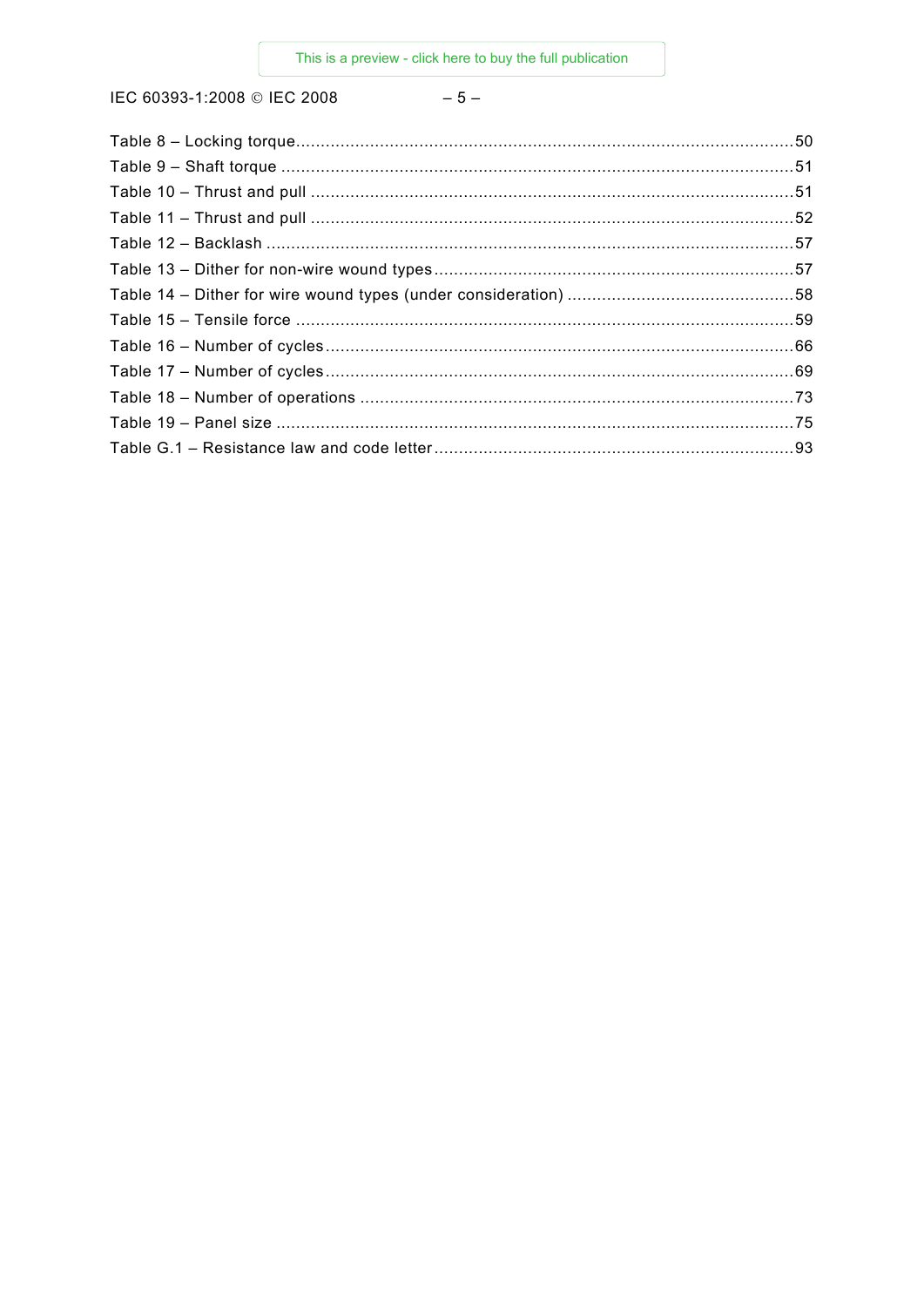Table 8 – Locking torque....................................................................................................50
Table 9 – Shaft torque .......................................................................................................51
Table 10 – Thrust and pull .................................................................................................51
Table 11 – Thrust and pull .................................................................................................52
Table 12 – Backlash ..........................................................................................................57
Table 13 – Dither for non-wire wound types........................................................................57
Table 14 – Dither for wire wound types (under consideration) .............................................58
Table 15 – Tensile force ....................................................................................................59
Table 16 – Number of cycles..............................................................................................66
Table 17 – Number of cycles..............................................................................................69
Table 18 – Number of operations .......................................................................................73
Table 19 – Panel size ........................................................................................................75
Table G.1 – Resistance law and code letter........................................................................93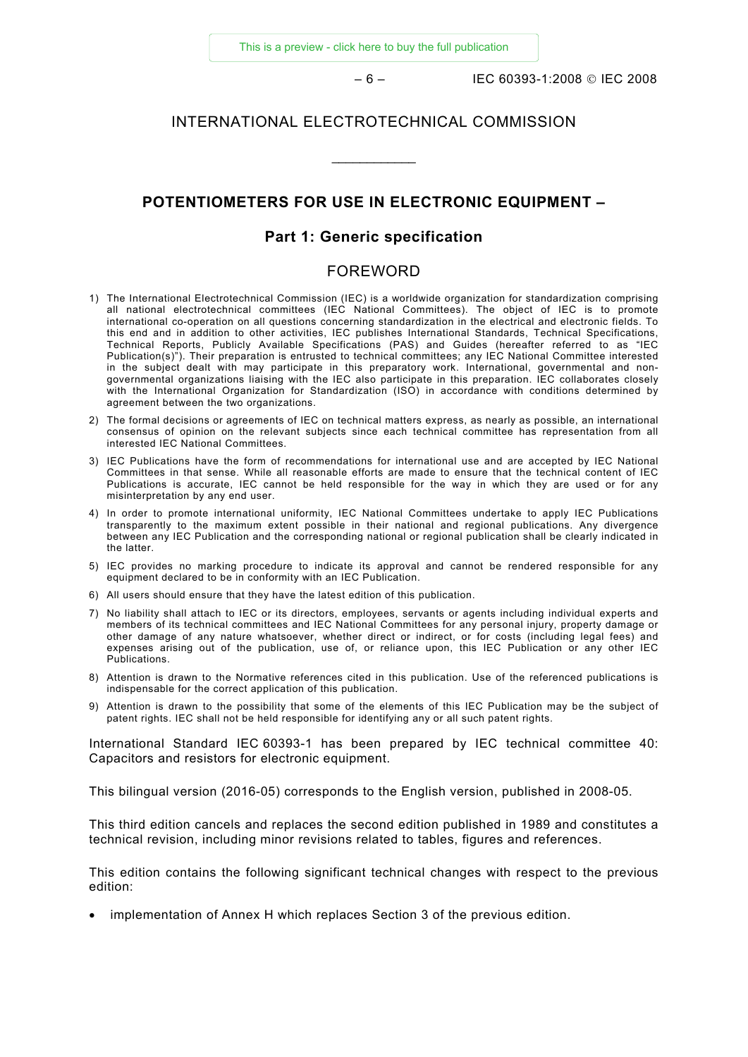# INTERNATIONAL ELECTROTECHNICAL COMMISSION

___________

## POTENTIOMETERS FOR USE IN ELECTRONIC EQUIPMENT –

## Part 1: Generic specification

## FOREWORD

1) The International Electrotechnical Commission (IEC) is a worldwide organization for standardization comprising all national electrotechnical committees (IEC National Committees). The object of IEC is to promote international co-operation on all questions concerning standardization in the electrical and electronic fields. To this end and in addition to other activities, IEC publishes International Standards, Technical Specifications, Technical Reports, Publicly Available Specifications (PAS) and Guides (hereafter referred to as "IEC Publication(s)"). Their preparation is entrusted to technical committees; any IEC National Committee interested in the subject dealt with may participate in this preparatory work. International, governmental and non-governmental organizations liaising with the IEC also participate in this preparation. IEC collaborates closely with the International Organization for Standardization (ISO) in accordance with conditions determined by agreement between the two organizations.

2) The formal decisions or agreements of IEC on technical matters express, as nearly as possible, an international consensus of opinion on the relevant subjects since each technical committee has representation from all interested IEC National Committees.

3) IEC Publications have the form of recommendations for international use and are accepted by IEC National Committees in that sense. While all reasonable efforts are made to ensure that the technical content of IEC Publications is accurate, IEC cannot be held responsible for the way in which they are used or for any misinterpretation by any end user.

4) In order to promote international uniformity, IEC National Committees undertake to apply IEC Publications transparently to the maximum extent possible in their national and regional publications. Any divergence between any IEC Publication and the corresponding national or regional publication shall be clearly indicated in the latter.

5) IEC provides no marking procedure to indicate its approval and cannot be rendered responsible for any equipment declared to be in conformity with an IEC Publication.

6) All users should ensure that they have the latest edition of this publication.

7) No liability shall attach to IEC or its directors, employees, servants or agents including individual experts and members of its technical committees and IEC National Committees for any personal injury, property damage or other damage of any nature whatsoever, whether direct or indirect, or for costs (including legal fees) and expenses arising out of the publication, use of, or reliance upon, this IEC Publication or any other IEC Publications.

8) Attention is drawn to the Normative references cited in this publication. Use of the referenced publications is indispensable for the correct application of this publication.

9) Attention is drawn to the possibility that some of the elements of this IEC Publication may be the subject of patent rights. IEC shall not be held responsible for identifying any or all such patent rights.

International Standard IEC 60393-1 has been prepared by IEC technical committee 40: Capacitors and resistors for electronic equipment.

This bilingual version (2016-05) corresponds to the English version, published in 2008-05.

This third edition cancels and replaces the second edition published in 1989 and constitutes a technical revision, including minor revisions related to tables, figures and references.

This edition contains the following significant technical changes with respect to the previous edition:

- implementation of Annex H which replaces Section 3 of the previous edition.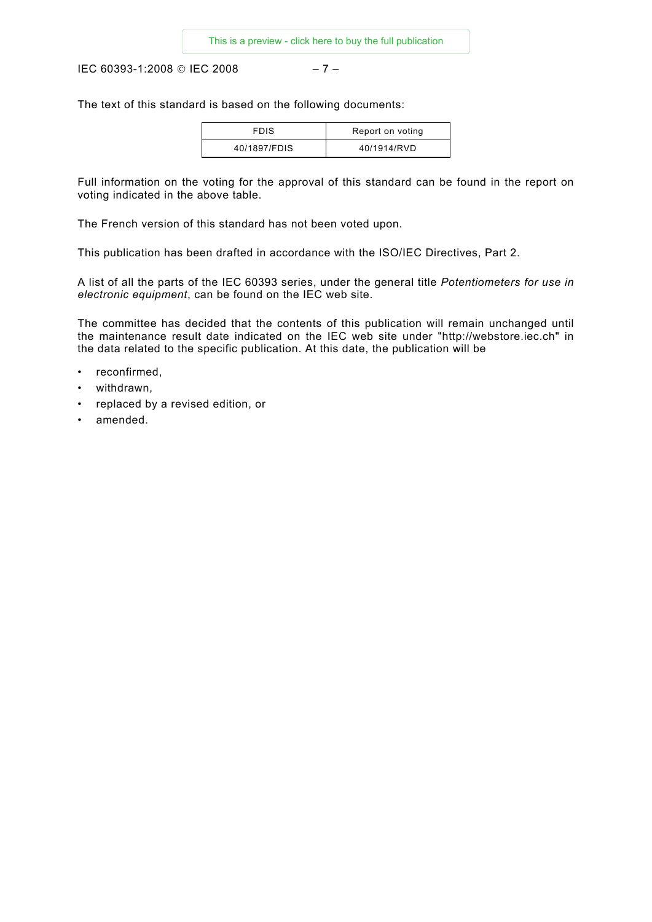The text of this standard is based on the following documents:

| FDIS | Report on voting |
|---|---|
| 40/1897/FDIS | 40/1914/RVD |

Full information on the voting for the approval of this standard can be found in the report on voting indicated in the above table.

The French version of this standard has not been voted upon.

This publication has been drafted in accordance with the ISO/IEC Directives, Part 2.

A list of all the parts of the IEC 60393 series, under the general title *Potentiometers for use in electronic equipment*, can be found on the IEC web site.

The committee has decided that the contents of this publication will remain unchanged until the maintenance result date indicated on the IEC web site under "http://webstore.iec.ch" in the data related to the specific publication. At this date, the publication will be

- reconfirmed,
- withdrawn,
- replaced by a revised edition, or
- amended.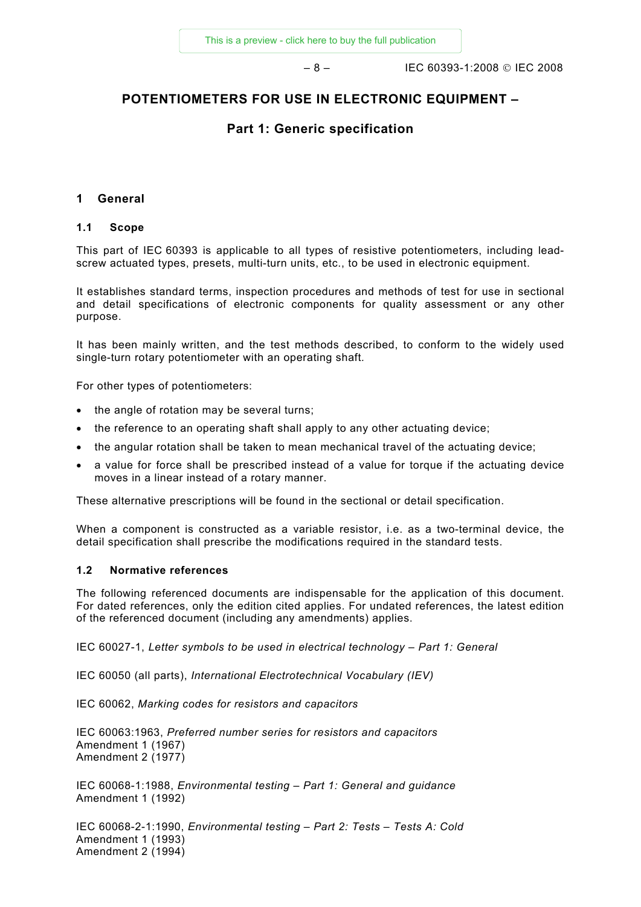# POTENTIOMETERS FOR USE IN ELECTRONIC EQUIPMENT –

## Part 1: Generic specification

## 1 General

### 1.1 Scope

This part of IEC 60393 is applicable to all types of resistive potentiometers, including lead-screw actuated types, presets, multi-turn units, etc., to be used in electronic equipment.

It establishes standard terms, inspection procedures and methods of test for use in sectional and detail specifications of electronic components for quality assessment or any other purpose.

It has been mainly written, and the test methods described, to conform to the widely used single-turn rotary potentiometer with an operating shaft.

For other types of potentiometers:

- the angle of rotation may be several turns;
- the reference to an operating shaft shall apply to any other actuating device;
- the angular rotation shall be taken to mean mechanical travel of the actuating device;
- a value for force shall be prescribed instead of a value for torque if the actuating device moves in a linear instead of a rotary manner.

These alternative prescriptions will be found in the sectional or detail specification.

When a component is constructed as a variable resistor, i.e. as a two-terminal device, the detail specification shall prescribe the modifications required in the standard tests.

### 1.2 Normative references

The following referenced documents are indispensable for the application of this document. For dated references, only the edition cited applies. For undated references, the latest edition of the referenced document (including any amendments) applies.

IEC 60027-1, *Letter symbols to be used in electrical technology – Part 1: General*

IEC 60050 (all parts), *International Electrotechnical Vocabulary (IEV)*

IEC 60062, *Marking codes for resistors and capacitors*

IEC 60063:1963, *Preferred number series for resistors and capacitors*
Amendment 1 (1967)
Amendment 2 (1977)

IEC 60068-1:1988, *Environmental testing – Part 1: General and guidance*
Amendment 1 (1992)

IEC 60068-2-1:1990, *Environmental testing – Part 2: Tests – Tests A: Cold*
Amendment 1 (1993)
Amendment 2 (1994)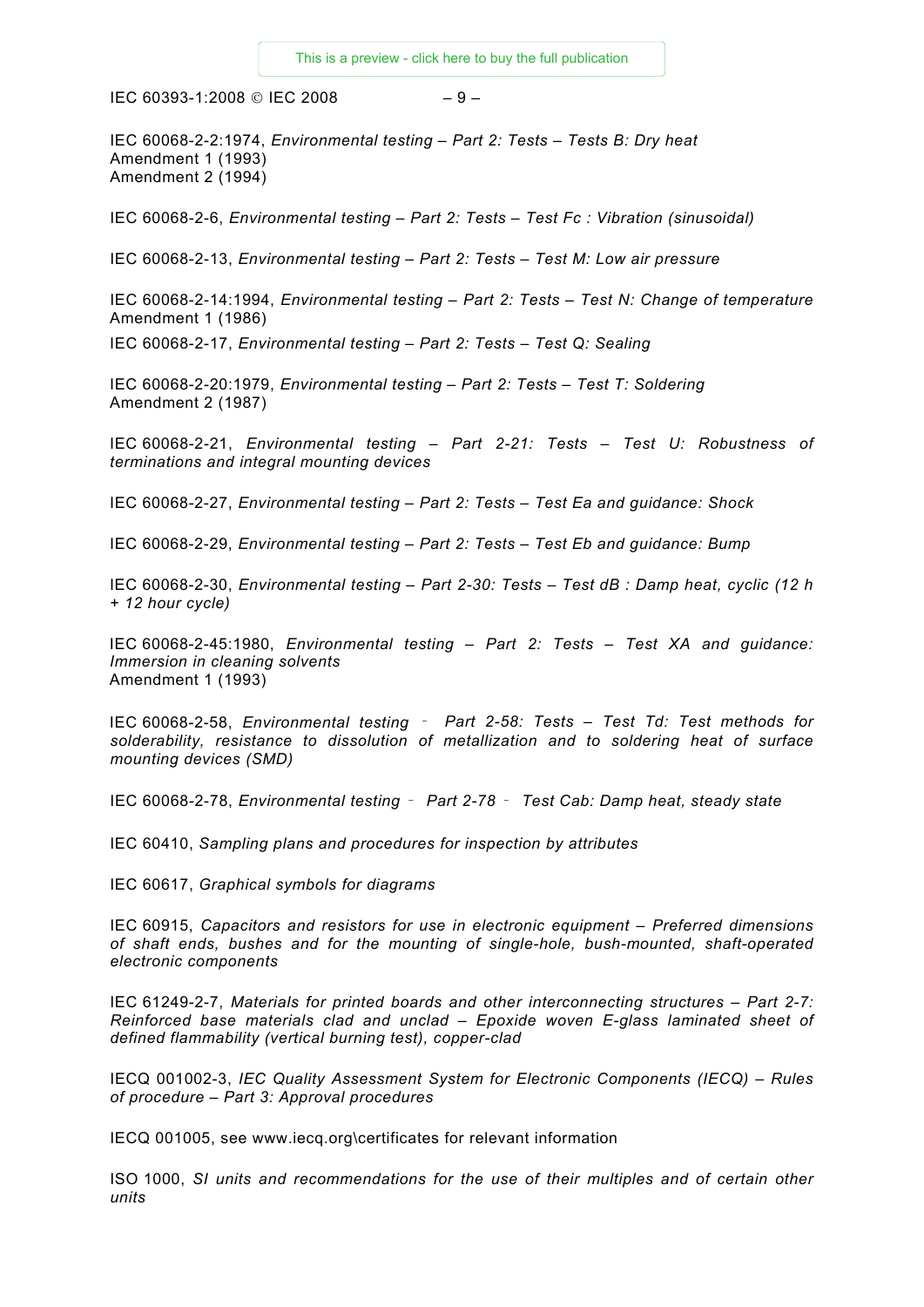IEC 60068-2-2:1974, *Environmental testing – Part 2: Tests – Tests B: Dry heat*
Amendment 1 (1993)
Amendment 2 (1994)

IEC 60068-2-6, *Environmental testing – Part 2: Tests – Test Fc : Vibration (sinusoidal)*

IEC 60068-2-13, *Environmental testing – Part 2: Tests – Test M: Low air pressure*

IEC 60068-2-14:1994, *Environmental testing – Part 2: Tests – Test N: Change of temperature*
Amendment 1 (1986)

IEC 60068-2-17, *Environmental testing – Part 2: Tests – Test Q: Sealing*

IEC 60068-2-20:1979, *Environmental testing – Part 2: Tests – Test T: Soldering*
Amendment 2 (1987)

IEC 60068-2-21, *Environmental testing – Part 2-21: Tests – Test U: Robustness of terminations and integral mounting devices*

IEC 60068-2-27, *Environmental testing – Part 2: Tests – Test Ea and guidance: Shock*

IEC 60068-2-29, *Environmental testing – Part 2: Tests – Test Eb and guidance: Bump*

IEC 60068-2-30, *Environmental testing – Part 2-30: Tests – Test dB : Damp heat, cyclic (12 h + 12 hour cycle)*

IEC 60068-2-45:1980, *Environmental testing – Part 2: Tests – Test XA and guidance: Immersion in cleaning solvents*
Amendment 1 (1993)

IEC 60068-2-58, *Environmental testing – Part 2-58: Tests – Test Td: Test methods for solderability, resistance to dissolution of metallization and to soldering heat of surface mounting devices (SMD)*

IEC 60068-2-78, *Environmental testing – Part 2-78 – Test Cab: Damp heat, steady state*

IEC 60410, *Sampling plans and procedures for inspection by attributes*

IEC 60617, *Graphical symbols for diagrams*

IEC 60915, *Capacitors and resistors for use in electronic equipment – Preferred dimensions of shaft ends, bushes and for the mounting of single-hole, bush-mounted, shaft-operated electronic components*

IEC 61249-2-7, *Materials for printed boards and other interconnecting structures – Part 2-7: Reinforced base materials clad and unclad – Epoxide woven E-glass laminated sheet of defined flammability (vertical burning test), copper-clad*

IECQ 001002-3, *IEC Quality Assessment System for Electronic Components (IECQ) – Rules of procedure – Part 3: Approval procedures*

IECQ 001005, see www.iecq.org\certificates for relevant information

ISO 1000, *SI units and recommendations for the use of their multiples and of certain other units*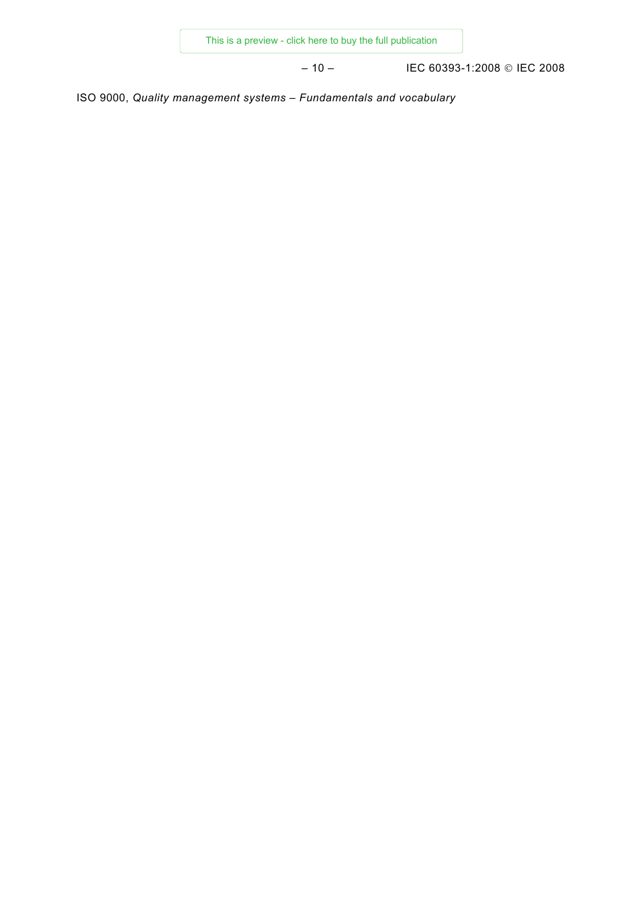ISO 9000, *Quality management systems – Fundamentals and vocabulary*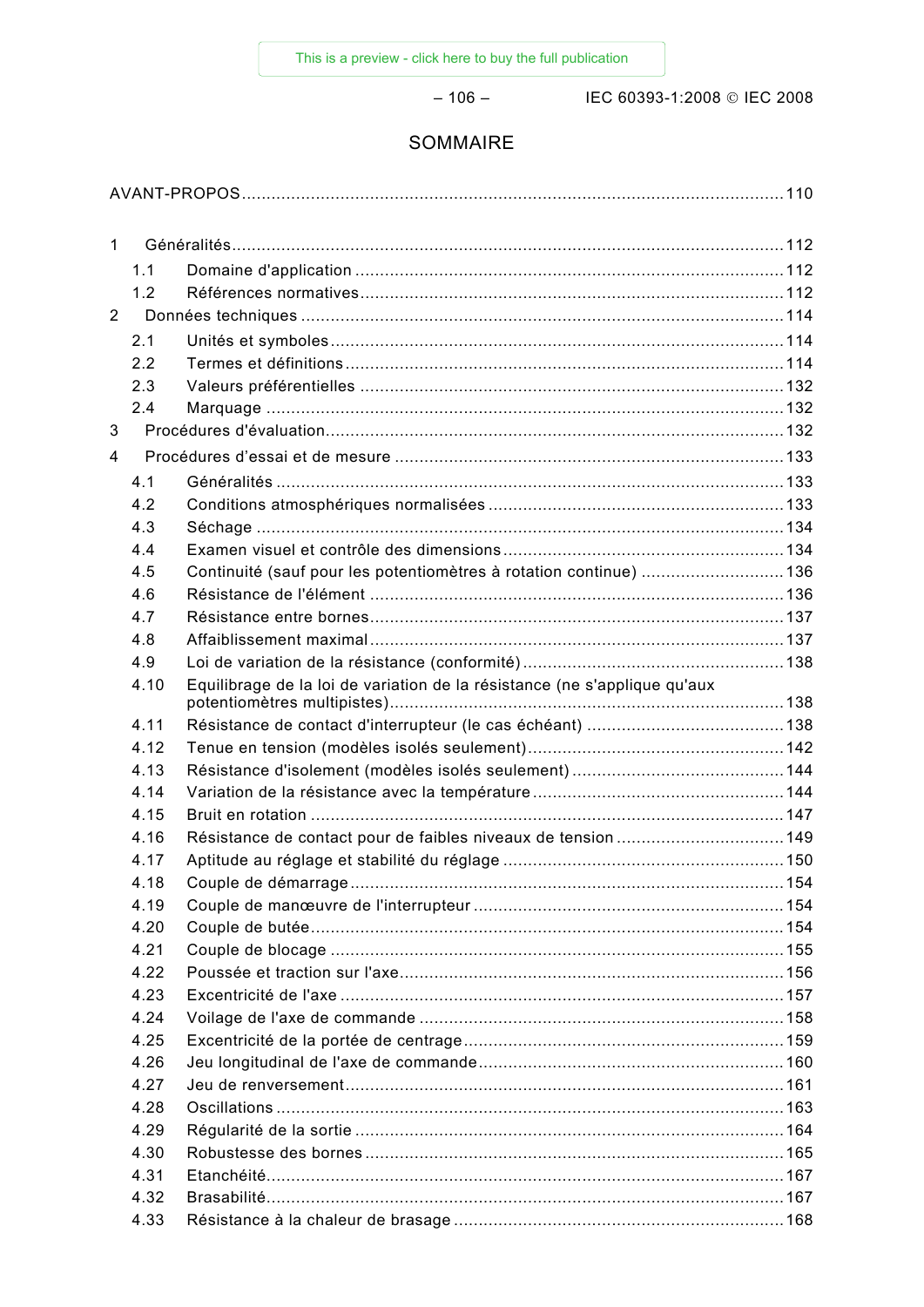# SOMMAIRE

AVANT-PROPOS ..... 110

1 Généralités ..... 112
  1.1 Domaine d'application ..... 112
  1.2 Références normatives ..... 112
2 Données techniques ..... 114
  2.1 Unités et symboles ..... 114
  2.2 Termes et définitions ..... 114
  2.3 Valeurs préférentielles ..... 132
  2.4 Marquage ..... 132
3 Procédures d'évaluation ..... 132
4 Procédures d'essai et de mesure ..... 133
  4.1 Généralités ..... 133
  4.2 Conditions atmosphériques normalisées ..... 133
  4.3 Séchage ..... 134
  4.4 Examen visuel et contrôle des dimensions ..... 134
  4.5 Continuité (sauf pour les potentiomètres à rotation continue) ..... 136
  4.6 Résistance de l'élément ..... 136
  4.7 Résistance entre bornes ..... 137
  4.8 Affaiblissement maximal ..... 137
  4.9 Loi de variation de la résistance (conformité) ..... 138
  4.10 Equilibrage de la loi de variation de la résistance (ne s'applique qu'aux potentiomètres multipistes) ..... 138
  4.11 Résistance de contact d'interrupteur (le cas échéant) ..... 138
  4.12 Tenue en tension (modèles isolés seulement) ..... 142
  4.13 Résistance d'isolement (modèles isolés seulement) ..... 144
  4.14 Variation de la résistance avec la température ..... 144
  4.15 Bruit en rotation ..... 147
  4.16 Résistance de contact pour de faibles niveaux de tension ..... 149
  4.17 Aptitude au réglage et stabilité du réglage ..... 150
  4.18 Couple de démarrage ..... 154
  4.19 Couple de manœuvre de l'interrupteur ..... 154
  4.20 Couple de butée ..... 154
  4.21 Couple de blocage ..... 155
  4.22 Poussée et traction sur l'axe ..... 156
  4.23 Excentricité de l'axe ..... 157
  4.24 Voilage de l'axe de commande ..... 158
  4.25 Excentricité de la portée de centrage ..... 159
  4.26 Jeu longitudinal de l'axe de commande ..... 160
  4.27 Jeu de renversement ..... 161
  4.28 Oscillations ..... 163
  4.29 Régularité de la sortie ..... 164
  4.30 Robustesse des bornes ..... 165
  4.31 Etanchéité ..... 167
  4.32 Brasabilité ..... 167
  4.33 Résistance à la chaleur de brasage ..... 168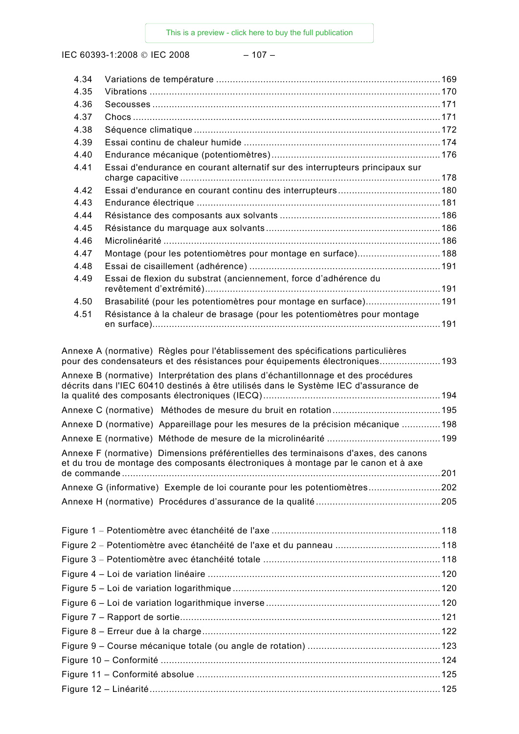4.34 Variations de température ... 169
4.35 Vibrations ... 170
4.36 Secousses ... 171
4.37 Chocs ... 171
4.38 Séquence climatique ... 172
4.39 Essai continu de chaleur humide ... 174
4.40 Endurance mécanique (potentiomètres) ... 176
4.41 Essai d'endurance en courant alternatif sur des interrupteurs principaux sur charge capacitive ... 178
4.42 Essai d'endurance en courant continu des interrupteurs ... 180
4.43 Endurance électrique ... 181
4.44 Résistance des composants aux solvants ... 186
4.45 Résistance du marquage aux solvants ... 186
4.46 Microlinéarité ... 186
4.47 Montage (pour les potentiomètres pour montage en surface) ... 188
4.48 Essai de cisaillement (adhérence) ... 191
4.49 Essai de flexion du substrat (anciennement, force d'adhérence du revêtement d'extrémité) ... 191
4.50 Brasabilité (pour les potentiomètres pour montage en surface) ... 191
4.51 Résistance à la chaleur de brasage (pour les potentiomètres pour montage en surface) ... 191

Annexe A (normative) Règles pour l'établissement des spécifications particulières pour des condensateurs et des résistances pour équipements électroniques ... 193

Annexe B (normative) Interprétation des plans d'échantillonnage et des procédures décrits dans l'IEC 60410 destinés à être utilisés dans le Système IEC d'assurance de la qualité des composants électroniques (IECQ) ... 194

Annexe C (normative) Méthodes de mesure du bruit en rotation ... 195

Annexe D (normative) Appareillage pour les mesures de la précision mécanique ... 198

Annexe E (normative) Méthode de mesure de la microlinéarité ... 199

Annexe F (normative) Dimensions préférentielles des terminaisons d'axes, des canons et du trou de montage des composants électroniques à montage par le canon et à axe de commande ... 201

Annexe G (informative) Exemple de loi courante pour les potentiomètres ... 202

Annexe H (normative) Procédures d'assurance de la qualité ... 205

Figure 1 – Potentiomètre avec étanchéité de l'axe ... 118

Figure 2 – Potentiomètre avec étanchéité de l'axe et du panneau ... 118

Figure 3 – Potentiomètre avec étanchéité totale ... 118

Figure 4 – Loi de variation linéaire ... 120

Figure 5 – Loi de variation logarithmique ... 120

Figure 6 – Loi de variation logarithmique inverse ... 120

Figure 7 – Rapport de sortie ... 121

Figure 8 – Erreur due à la charge ... 122

Figure 9 – Course mécanique totale (ou angle de rotation) ... 123

Figure 10 – Conformité ... 124

Figure 11 – Conformité absolue ... 125

Figure 12 – Linéarité ... 125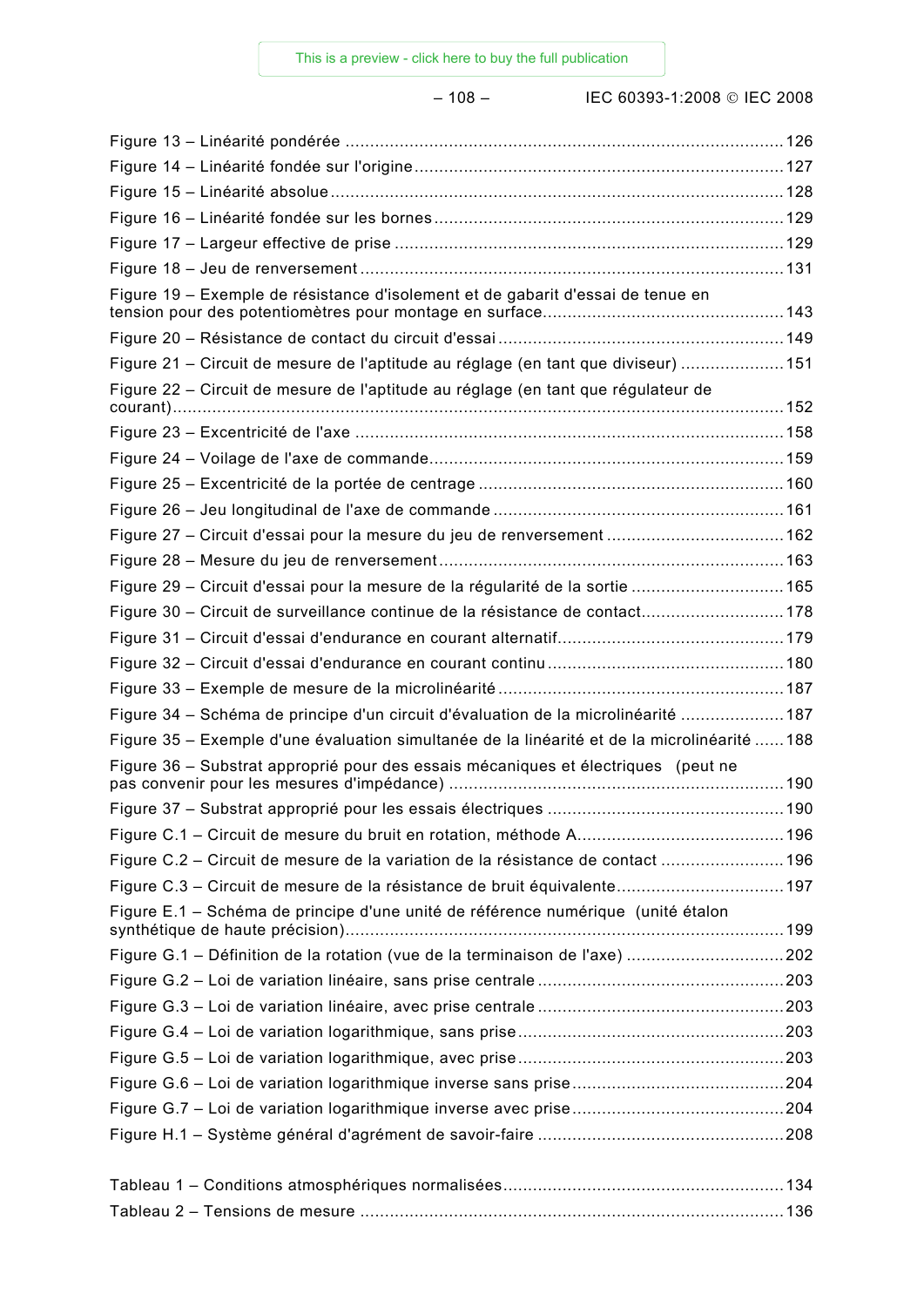Figure 13 – Linéarité pondérée ........................................................................................126
Figure 14 – Linéarité fondée sur l'origine..........................................................................127
Figure 15 – Linéarité absolue ...........................................................................................128
Figure 16 – Linéarité fondée sur les bornes ......................................................................129
Figure 17 – Largeur effective de prise ..............................................................................129
Figure 18 – Jeu de renversement .....................................................................................131
Figure 19 – Exemple de résistance d'isolement et de gabarit d'essai de tenue en tension pour des potentiomètres pour montage en surface................................................143
Figure 20 – Résistance de contact du circuit d'essai ..........................................................149
Figure 21 – Circuit de mesure de l'aptitude au réglage (en tant que diviseur) .....................151
Figure 22 – Circuit de mesure de l'aptitude au réglage (en tant que régulateur de courant).............................................................................................................................152
Figure 23 – Excentricité de l'axe ......................................................................................158
Figure 24 – Voilage de l'axe de commande.......................................................................159
Figure 25 – Excentricité de la portée de centrage .............................................................160
Figure 26 – Jeu longitudinal de l'axe de commande ..........................................................161
Figure 27 – Circuit d'essai pour la mesure du jeu de renversement ....................................162
Figure 28 – Mesure du jeu de renversement .....................................................................163
Figure 29 – Circuit d'essai pour la mesure de la régularité de la sortie ...............................165
Figure 30 – Circuit de surveillance continue de la résistance de contact.............................178
Figure 31 – Circuit d'essai d'endurance en courant alternatif..............................................179
Figure 32 – Circuit d'essai d'endurance en courant continu ................................................180
Figure 33 – Exemple de mesure de la microlinéarité ..........................................................187
Figure 34 – Schéma de principe d'un circuit d'évaluation de la microlinéarité .....................187
Figure 35 – Exemple d'une évaluation simultanée de la linéarité et de la microlinéarité ......188
Figure 36 – Substrat approprié pour des essais mécaniques et électriques (peut ne pas convenir pour les mesures d'impédance) ...................................................................190
Figure 37 – Substrat approprié pour les essais électriques ................................................190
Figure C.1 – Circuit de mesure du bruit en rotation, méthode A..........................................196
Figure C.2 – Circuit de mesure de la variation de la résistance de contact .........................196
Figure C.3 – Circuit de mesure de la résistance de bruit équivalente..................................197
Figure E.1 – Schéma de principe d'une unité de référence numérique (unité étalon synthétique de haute précision)........................................................................................199
Figure G.1 – Définition de la rotation (vue de la terminaison de l'axe) ................................202
Figure G.2 – Loi de variation linéaire, sans prise centrale ..................................................203
Figure G.3 – Loi de variation linéaire, avec prise centrale ..................................................203
Figure G.4 – Loi de variation logarithmique, sans prise .....................................................203
Figure G.5 – Loi de variation logarithmique, avec prise .....................................................203
Figure G.6 – Loi de variation logarithmique inverse sans prise ...........................................204
Figure G.7 – Loi de variation logarithmique inverse avec prise ...........................................204
Figure H.1 – Système général d'agrément de savoir-faire .................................................208

Tableau 1 – Conditions atmosphériques normalisées........................................................134
Tableau 2 – Tensions de mesure .....................................................................................136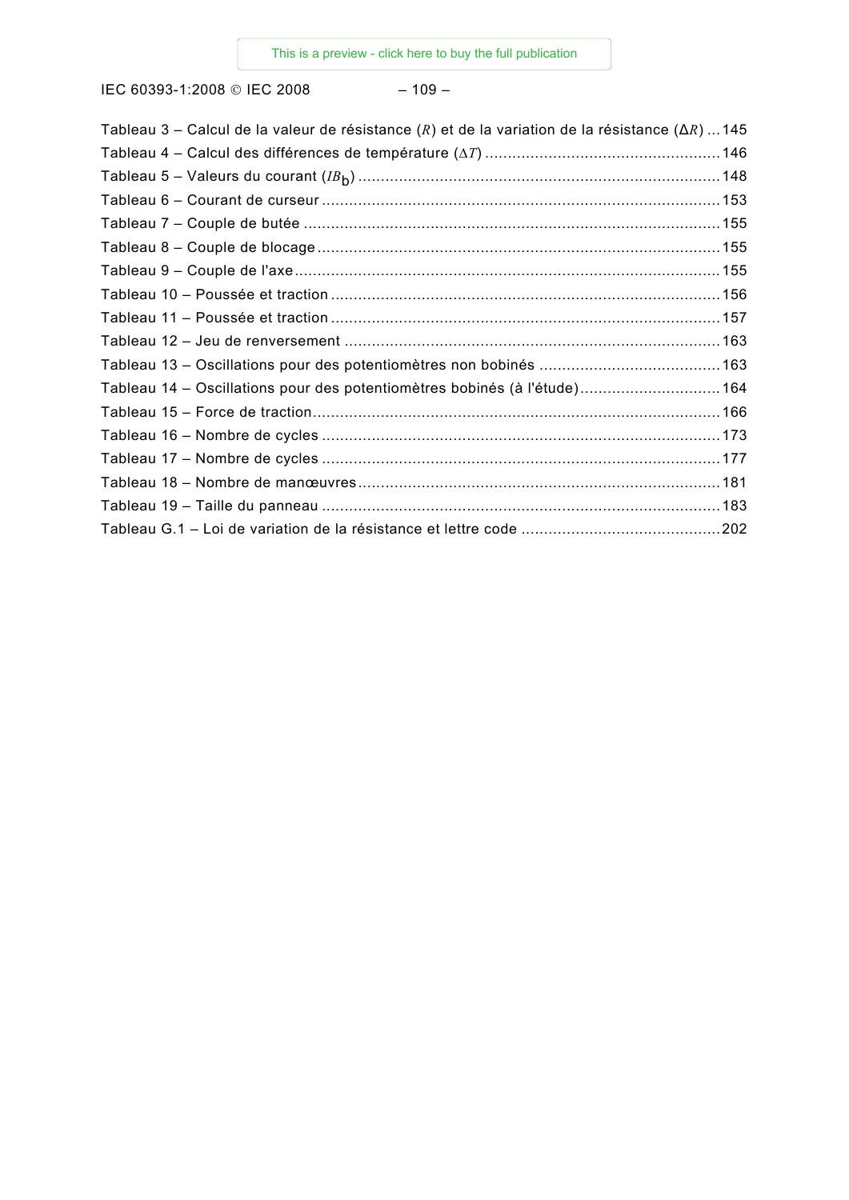Tableau 3 – Calcul de la valeur de résistance ($R$) et de la variation de la résistance ($\Delta R$) ... 145
Tableau 4 – Calcul des différences de température ($\Delta T$) ... 146
Tableau 5 – Valeurs du courant ($IB_b$) ... 148
Tableau 6 – Courant de curseur ... 153
Tableau 7 – Couple de butée ... 155
Tableau 8 – Couple de blocage ... 155
Tableau 9 – Couple de l'axe ... 155
Tableau 10 – Poussée et traction ... 156
Tableau 11 – Poussée et traction ... 157
Tableau 12 – Jeu de renversement ... 163
Tableau 13 – Oscillations pour des potentiomètres non bobinés ... 163
Tableau 14 – Oscillations pour des potentiomètres bobinés (à l'étude) ... 164
Tableau 15 – Force de traction ... 166
Tableau 16 – Nombre de cycles ... 173
Tableau 17 – Nombre de cycles ... 177
Tableau 18 – Nombre de manœuvres ... 181
Tableau 19 – Taille du panneau ... 183
Tableau G.1 – Loi de variation de la résistance et lettre code ... 202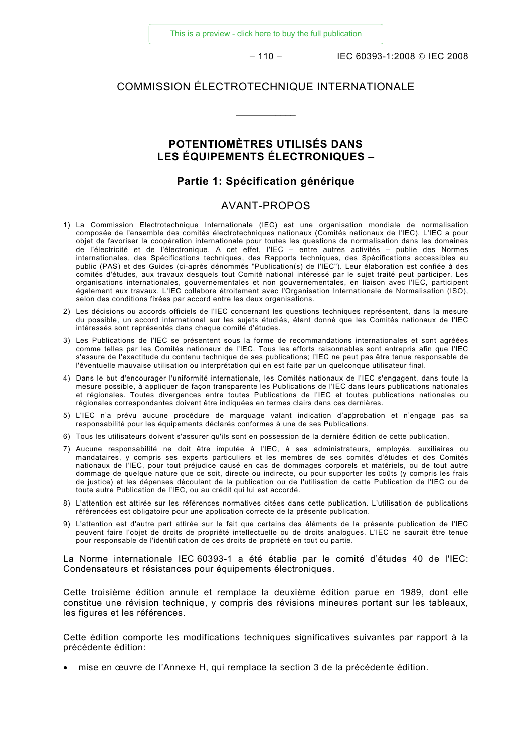# COMMISSION ÉLECTROTECHNIQUE INTERNATIONALE

___________

## POTENTIOMÈTRES UTILISÉS DANS LES ÉQUIPEMENTS ÉLECTRONIQUES –

### Partie 1: Spécification générique

## AVANT-PROPOS

1) La Commission Electrotechnique Internationale (IEC) est une organisation mondiale de normalisation composée de l'ensemble des comités électrotechniques nationaux (Comités nationaux de l'IEC). L'IEC a pour objet de favoriser la coopération internationale pour toutes les questions de normalisation dans les domaines de l'électricité et de l'électronique. A cet effet, l'IEC – entre autres activités – publie des Normes internationales, des Spécifications techniques, des Rapports techniques, des Spécifications accessibles au public (PAS) et des Guides (ci-après dénommés "Publication(s) de l'IEC"). Leur élaboration est confiée à des comités d'études, aux travaux desquels tout Comité national intéressé par le sujet traité peut participer. Les organisations internationales, gouvernementales et non gouvernementales, en liaison avec l'IEC, participent également aux travaux. L'IEC collabore étroitement avec l'Organisation Internationale de Normalisation (ISO), selon des conditions fixées par accord entre les deux organisations.

2) Les décisions ou accords officiels de l'IEC concernant les questions techniques représentent, dans la mesure du possible, un accord international sur les sujets étudiés, étant donné que les Comités nationaux de l'IEC intéressés sont représentés dans chaque comité d'études.

3) Les Publications de l'IEC se présentent sous la forme de recommandations internationales et sont agréées comme telles par les Comités nationaux de l'IEC. Tous les efforts raisonnables sont entrepris afin que l'IEC s'assure de l'exactitude du contenu technique de ses publications; l'IEC ne peut pas être tenue responsable de l'éventuelle mauvaise utilisation ou interprétation qui en est faite par un quelconque utilisateur final.

4) Dans le but d'encourager l'uniformité internationale, les Comités nationaux de l'IEC s'engagent, dans toute la mesure possible, à appliquer de façon transparente les Publications de l'IEC dans leurs publications nationales et régionales. Toutes divergences entre toutes Publications de l'IEC et toutes publications nationales ou régionales correspondantes doivent être indiquées en termes clairs dans ces dernières.

5) L'IEC n'a prévu aucune procédure de marquage valant indication d'approbation et n'engage pas sa responsabilité pour les équipements déclarés conformes à une de ses Publications.

6) Tous les utilisateurs doivent s'assurer qu'ils sont en possession de la dernière édition de cette publication.

7) Aucune responsabilité ne doit être imputée à l'IEC, à ses administrateurs, employés, auxiliaires ou mandataires, y compris ses experts particuliers et les membres de ses comités d'études et des Comités nationaux de l'IEC, pour tout préjudice causé en cas de dommages corporels et matériels, ou de tout autre dommage de quelque nature que ce soit, directe ou indirecte, ou pour supporter les coûts (y compris les frais de justice) et les dépenses découlant de la publication ou de l'utilisation de cette Publication de l'IEC ou de toute autre Publication de l'IEC, ou au crédit qui lui est accordé.

8) L'attention est attirée sur les références normatives citées dans cette publication. L'utilisation de publications référencées est obligatoire pour une application correcte de la présente publication.

9) L'attention est d'autre part attirée sur le fait que certains des éléments de la présente publication de l'IEC peuvent faire l'objet de droits de propriété intellectuelle ou de droits analogues. L'IEC ne saurait être tenue pour responsable de l'identification de ces droits de propriété en tout ou partie.

La Norme internationale IEC 60393-1 a été établie par le comité d'études 40 de l'IEC: Condensateurs et résistances pour équipements électroniques.

Cette troisième édition annule et remplace la deuxième édition parue en 1989, dont elle constitue une révision technique, y compris des révisions mineures portant sur les tableaux, les figures et les références.

Cette édition comporte les modifications techniques significatives suivantes par rapport à la précédente édition:

- mise en œuvre de l'Annexe H, qui remplace la section 3 de la précédente édition.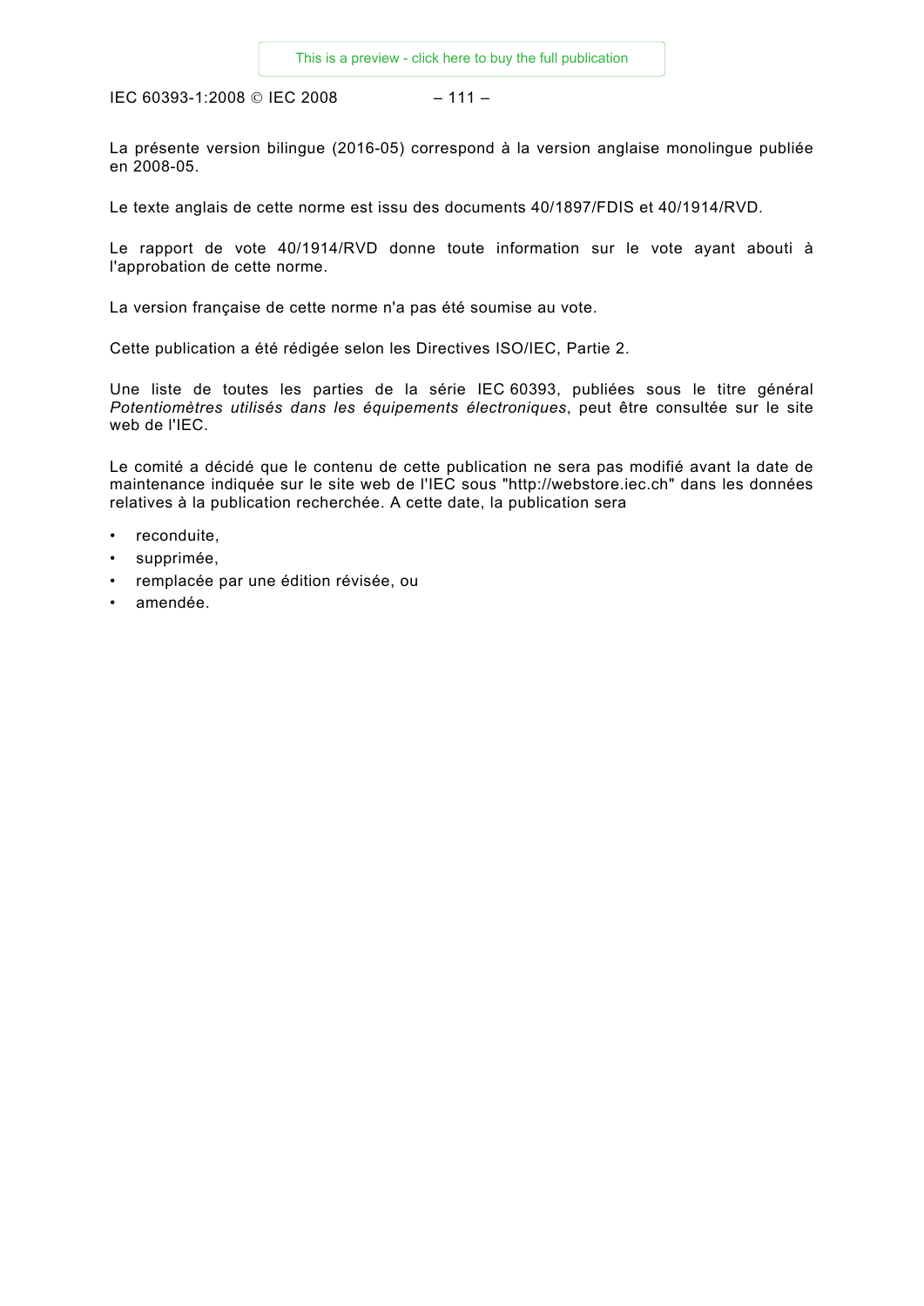La présente version bilingue (2016-05) correspond à la version anglaise monolingue publiée en 2008-05.

Le texte anglais de cette norme est issu des documents 40/1897/FDIS et 40/1914/RVD.

Le rapport de vote 40/1914/RVD donne toute information sur le vote ayant abouti à l'approbation de cette norme.

La version française de cette norme n'a pas été soumise au vote.

Cette publication a été rédigée selon les Directives ISO/IEC, Partie 2.

Une liste de toutes les parties de la série IEC 60393, publiées sous le titre général *Potentiomètres utilisés dans les équipements électroniques*, peut être consultée sur le site web de l'IEC.

Le comité a décidé que le contenu de cette publication ne sera pas modifié avant la date de maintenance indiquée sur le site web de l'IEC sous "http://webstore.iec.ch" dans les données relatives à la publication recherchée. A cette date, la publication sera

- reconduite,
- supprimée,
- remplacée par une édition révisée, ou
- amendée.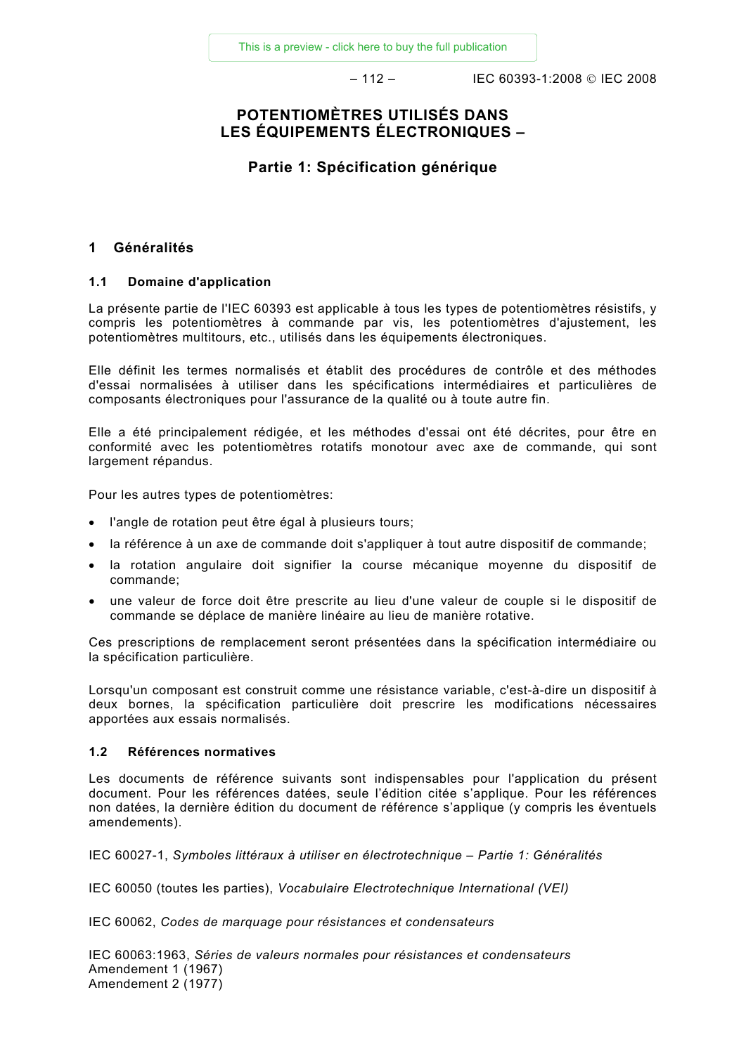# POTENTIOMÈTRES UTILISÉS DANS LES ÉQUIPEMENTS ÉLECTRONIQUES –

## Partie 1: Spécification générique

### 1 Généralités

#### 1.1 Domaine d'application

La présente partie de l'IEC 60393 est applicable à tous les types de potentiomètres résistifs, y compris les potentiomètres à commande par vis, les potentiomètres d'ajustement, les potentiomètres multitours, etc., utilisés dans les équipements électroniques.

Elle définit les termes normalisés et établit des procédures de contrôle et des méthodes d'essai normalisées à utiliser dans les spécifications intermédiaires et particulières de composants électroniques pour l'assurance de la qualité ou à toute autre fin.

Elle a été principalement rédigée, et les méthodes d'essai ont été décrites, pour être en conformité avec les potentiomètres rotatifs monotour avec axe de commande, qui sont largement répandus.

Pour les autres types de potentiomètres:

- l'angle de rotation peut être égal à plusieurs tours;
- la référence à un axe de commande doit s'appliquer à tout autre dispositif de commande;
- la rotation angulaire doit signifier la course mécanique moyenne du dispositif de commande;
- une valeur de force doit être prescrite au lieu d'une valeur de couple si le dispositif de commande se déplace de manière linéaire au lieu de manière rotative.

Ces prescriptions de remplacement seront présentées dans la spécification intermédiaire ou la spécification particulière.

Lorsqu'un composant est construit comme une résistance variable, c'est-à-dire un dispositif à deux bornes, la spécification particulière doit prescrire les modifications nécessaires apportées aux essais normalisés.

#### 1.2 Références normatives

Les documents de référence suivants sont indispensables pour l'application du présent document. Pour les références datées, seule l'édition citée s'applique. Pour les références non datées, la dernière édition du document de référence s'applique (y compris les éventuels amendements).

IEC 60027-1, *Symboles littéraux à utiliser en électrotechnique – Partie 1: Généralités*

IEC 60050 (toutes les parties), *Vocabulaire Electrotechnique International (VEI)*

IEC 60062, *Codes de marquage pour résistances et condensateurs*

IEC 60063:1963, *Séries de valeurs normales pour résistances et condensateurs*
Amendement 1 (1967)
Amendement 2 (1977)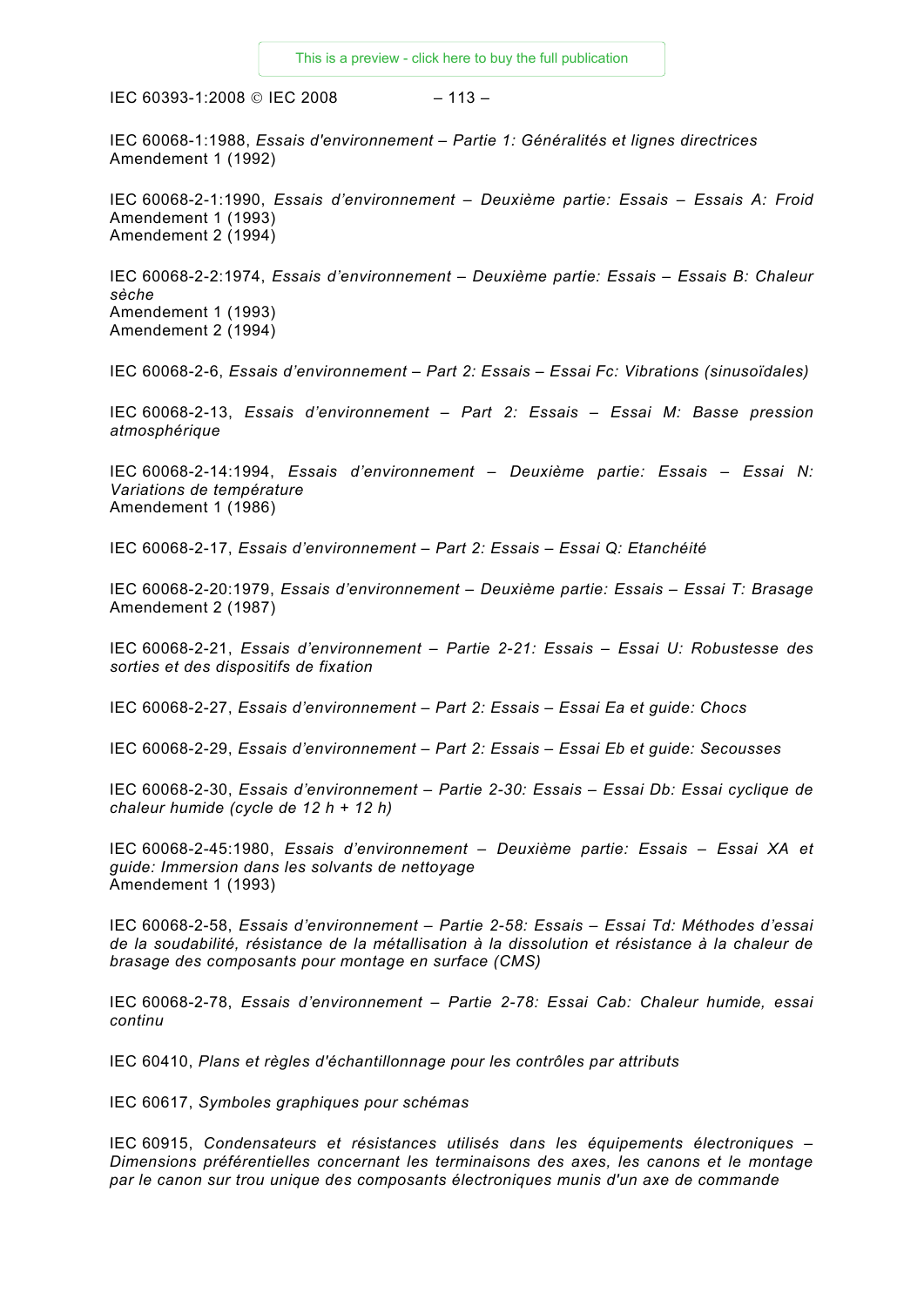IEC 60068-1:1988, *Essais d'environnement – Partie 1: Généralités et lignes directrices*
Amendement 1 (1992)

IEC 60068-2-1:1990, *Essais d'environnement – Deuxième partie: Essais – Essais A: Froid*
Amendement 1 (1993)
Amendement 2 (1994)

IEC 60068-2-2:1974, *Essais d'environnement – Deuxième partie: Essais – Essais B: Chaleur sèche*
Amendement 1 (1993)
Amendement 2 (1994)

IEC 60068-2-6, *Essais d'environnement – Part 2: Essais – Essai Fc: Vibrations (sinusoïdales)*

IEC 60068-2-13, *Essais d'environnement – Part 2: Essais – Essai M: Basse pression atmosphérique*

IEC 60068-2-14:1994, *Essais d'environnement – Deuxième partie: Essais – Essai N: Variations de température*
Amendement 1 (1986)

IEC 60068-2-17, *Essais d'environnement – Part 2: Essais – Essai Q: Etanchéité*

IEC 60068-2-20:1979, *Essais d'environnement – Deuxième partie: Essais – Essai T: Brasage*
Amendement 2 (1987)

IEC 60068-2-21, *Essais d'environnement – Partie 2-21: Essais – Essai U: Robustesse des sorties et des dispositifs de fixation*

IEC 60068-2-27, *Essais d'environnement – Part 2: Essais – Essai Ea et guide: Chocs*

IEC 60068-2-29, *Essais d'environnement – Part 2: Essais – Essai Eb et guide: Secousses*

IEC 60068-2-30, *Essais d'environnement – Partie 2-30: Essais – Essai Db: Essai cyclique de chaleur humide (cycle de 12 h + 12 h)*

IEC 60068-2-45:1980, *Essais d'environnement – Deuxième partie: Essais – Essai XA et guide: Immersion dans les solvants de nettoyage*
Amendement 1 (1993)

IEC 60068-2-58, *Essais d'environnement – Partie 2-58: Essais – Essai Td: Méthodes d'essai de la soudabilité, résistance de la métallisation à la dissolution et résistance à la chaleur de brasage des composants pour montage en surface (CMS)*

IEC 60068-2-78, *Essais d'environnement – Partie 2-78: Essai Cab: Chaleur humide, essai continu*

IEC 60410, *Plans et règles d'échantillonnage pour les contrôles par attributs*

IEC 60617, *Symboles graphiques pour schémas*

IEC 60915, *Condensateurs et résistances utilisés dans les équipements électroniques – Dimensions préférentielles concernant les terminaisons des axes, les canons et le montage par le canon sur trou unique des composants électroniques munis d'un axe de commande*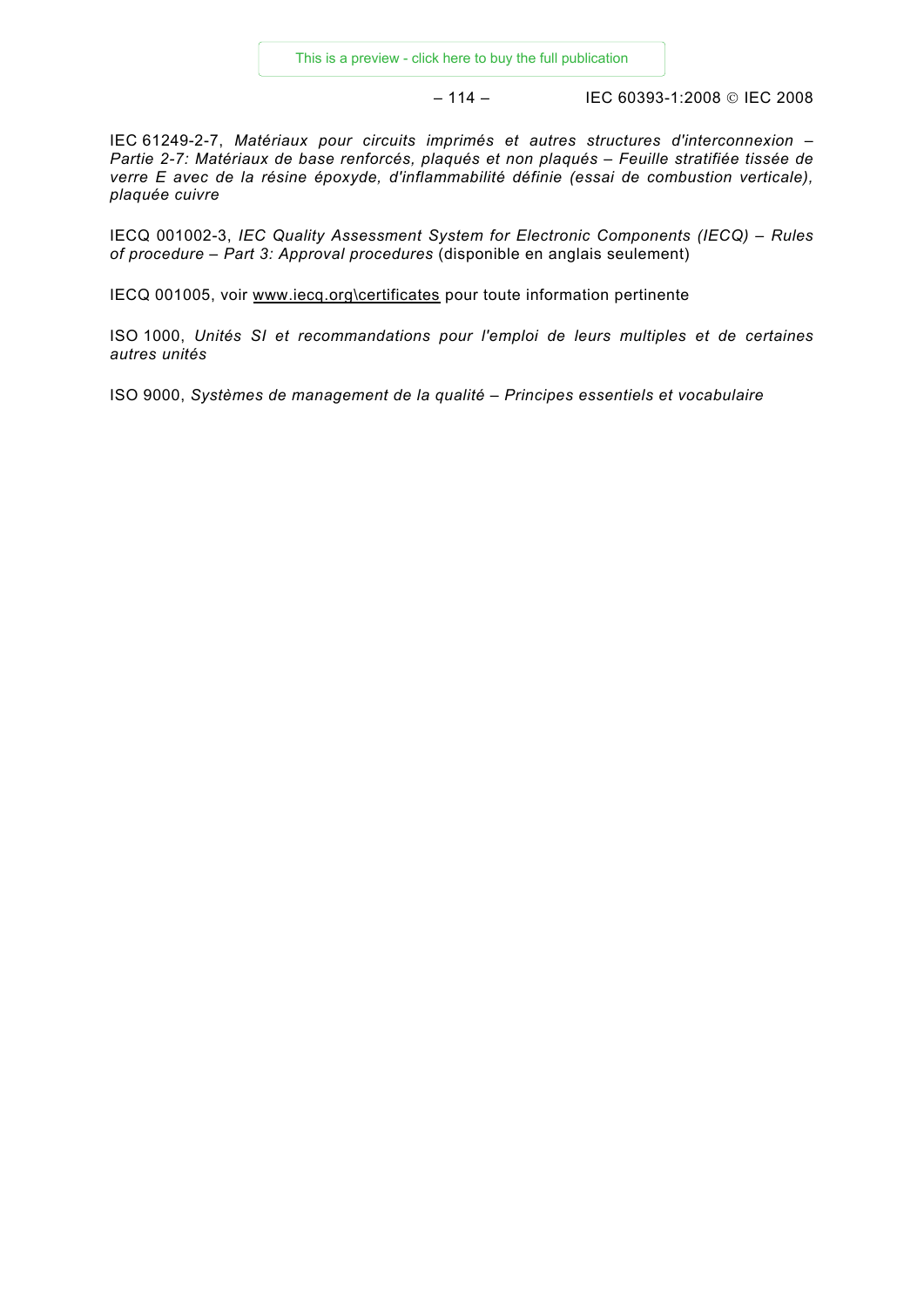IEC 61249-2-7, *Matériaux pour circuits imprimés et autres structures d'interconnexion – Partie 2-7: Matériaux de base renforcés, plaqués et non plaqués – Feuille stratifiée tissée de verre E avec de la résine époxyde, d'inflammabilité définie (essai de combustion verticale), plaquée cuivre*

IECQ 001002-3, *IEC Quality Assessment System for Electronic Components (IECQ) – Rules of procedure – Part 3: Approval procedures* (disponible en anglais seulement)

IECQ 001005, voir www.iecq.org\certificates pour toute information pertinente

ISO 1000, *Unités SI et recommandations pour l'emploi de leurs multiples et de certaines autres unités*

ISO 9000, *Systèmes de management de la qualité – Principes essentiels et vocabulaire*